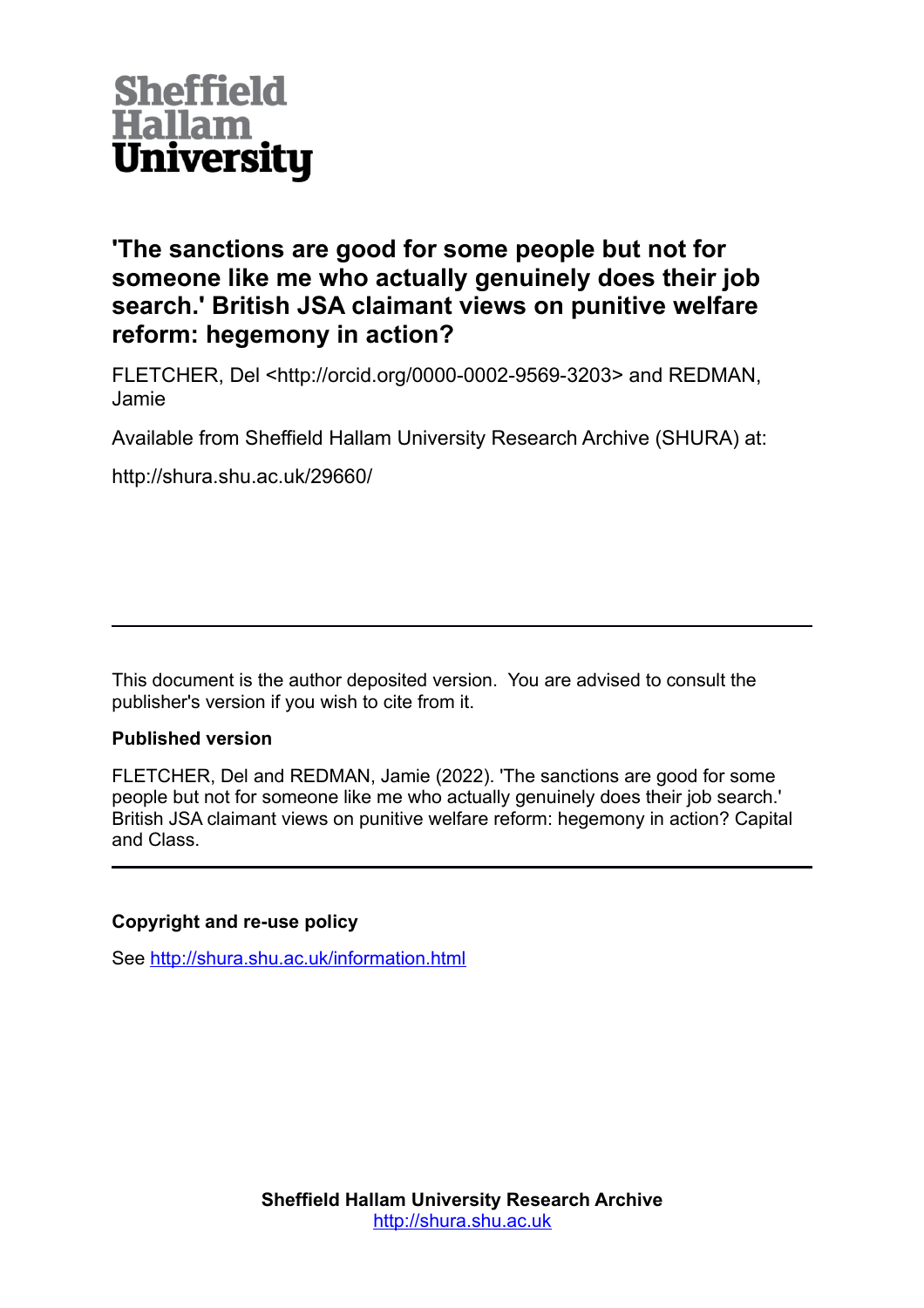Sheffield Hallam University

# 'The sanctions are good for some people but not for someone like me who actually genuinely does their job search.' British JSA claimant views on punitive welfare reform: hegemony in action?

FLETCHER, Del <http://orcid.org/0000-0002-9569-3203> and REDMAN, Jamie

Available from Sheffield Hallam University Research Archive (SHURA) at:

http://shura.shu.ac.uk/29660/

---

This document is the author deposited version. You are advised to consult the publisher's version if you wish to cite from it.

**Published version**

FLETCHER, Del and REDMAN, Jamie (2022). 'The sanctions are good for some people but not for someone like me who actually genuinely does their job search.' British JSA claimant views on punitive welfare reform: hegemony in action? Capital and Class.

---

**Copyright and re-use policy**

See http://shura.shu.ac.uk/information.html

**Sheffield Hallam University Research Archive**
http://shura.shu.ac.uk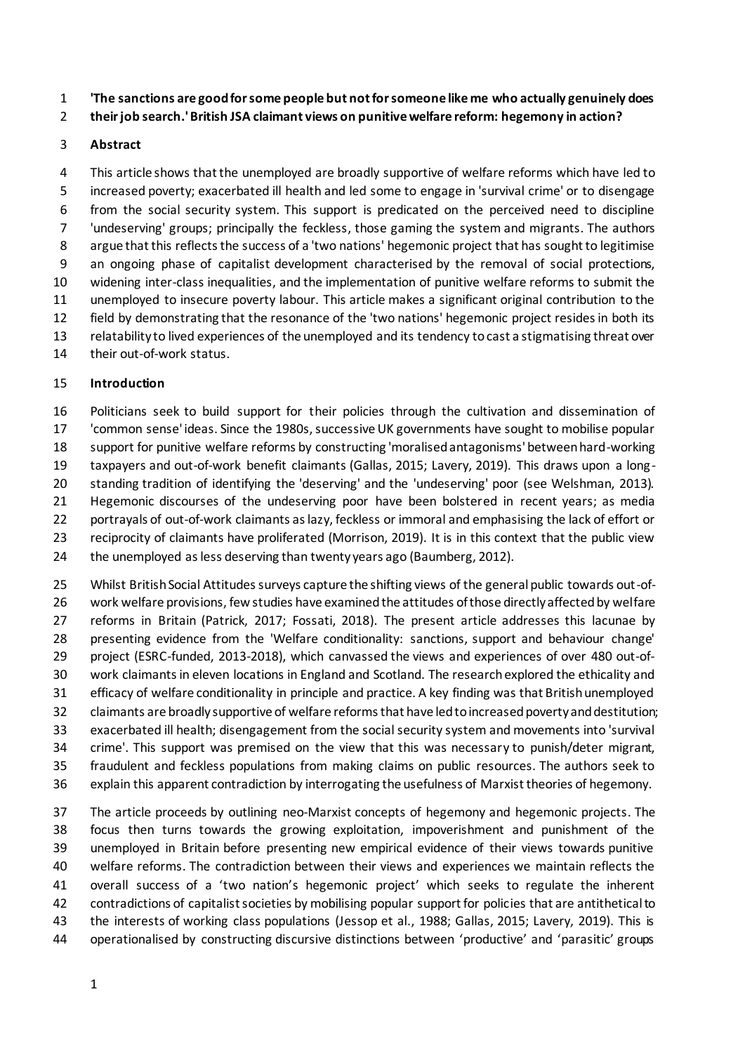**'The sanctions are good for some people but not for someone like me who actually genuinely does their job search.' British JSA claimant views on punitive welfare reform: hegemony in action?**

**Abstract**

This article shows that the unemployed are broadly supportive of welfare reforms which have led to increased poverty; exacerbated ill health and led some to engage in 'survival crime' or to disengage from the social security system. This support is predicated on the perceived need to discipline 'undeserving' groups; principally the feckless, those gaming the system and migrants. The authors argue that this reflects the success of a 'two nations' hegemonic project that has sought to legitimise an ongoing phase of capitalist development characterised by the removal of social protections, widening inter-class inequalities, and the implementation of punitive welfare reforms to submit the unemployed to insecure poverty labour. This article makes a significant original contribution to the field by demonstrating that the resonance of the 'two nations' hegemonic project resides in both its relatability to lived experiences of the unemployed and its tendency to cast a stigmatising threat over their out-of-work status.

**Introduction**

Politicians seek to build support for their policies through the cultivation and dissemination of 'common sense' ideas. Since the 1980s, successive UK governments have sought to mobilise popular support for punitive welfare reforms by constructing 'moralised antagonisms' between hard-working taxpayers and out-of-work benefit claimants (Gallas, 2015; Lavery, 2019). This draws upon a long-standing tradition of identifying the 'deserving' and the 'undeserving' poor (see Welshman, 2013). Hegemonic discourses of the undeserving poor have been bolstered in recent years; as media portrayals of out-of-work claimants as lazy, feckless or immoral and emphasising the lack of effort or reciprocity of claimants have proliferated (Morrison, 2019). It is in this context that the public view the unemployed as less deserving than twenty years ago (Baumberg, 2012).

Whilst British Social Attitudes surveys capture the shifting views of the general public towards out-of-work welfare provisions, few studies have examined the attitudes of those directly affected by welfare reforms in Britain (Patrick, 2017; Fossati, 2018). The present article addresses this lacunae by presenting evidence from the 'Welfare conditionality: sanctions, support and behaviour change' project (ESRC-funded, 2013-2018), which canvassed the views and experiences of over 480 out-of-work claimants in eleven locations in England and Scotland. The research explored the ethicality and efficacy of welfare conditionality in principle and practice. A key finding was that British unemployed claimants are broadly supportive of welfare reforms that have led to increased poverty and destitution; exacerbated ill health; disengagement from the social security system and movements into 'survival crime'. This support was premised on the view that this was necessary to punish/deter migrant, fraudulent and feckless populations from making claims on public resources. The authors seek to explain this apparent contradiction by interrogating the usefulness of Marxist theories of hegemony.

The article proceeds by outlining neo-Marxist concepts of hegemony and hegemonic projects. The focus then turns towards the growing exploitation, impoverishment and punishment of the unemployed in Britain before presenting new empirical evidence of their views towards punitive welfare reforms. The contradiction between their views and experiences we maintain reflects the overall success of a 'two nation's hegemonic project' which seeks to regulate the inherent contradictions of capitalist societies by mobilising popular support for policies that are antithetical to the interests of working class populations (Jessop et al., 1988; Gallas, 2015; Lavery, 2019). This is operationalised by constructing discursive distinctions between 'productive' and 'parasitic' groups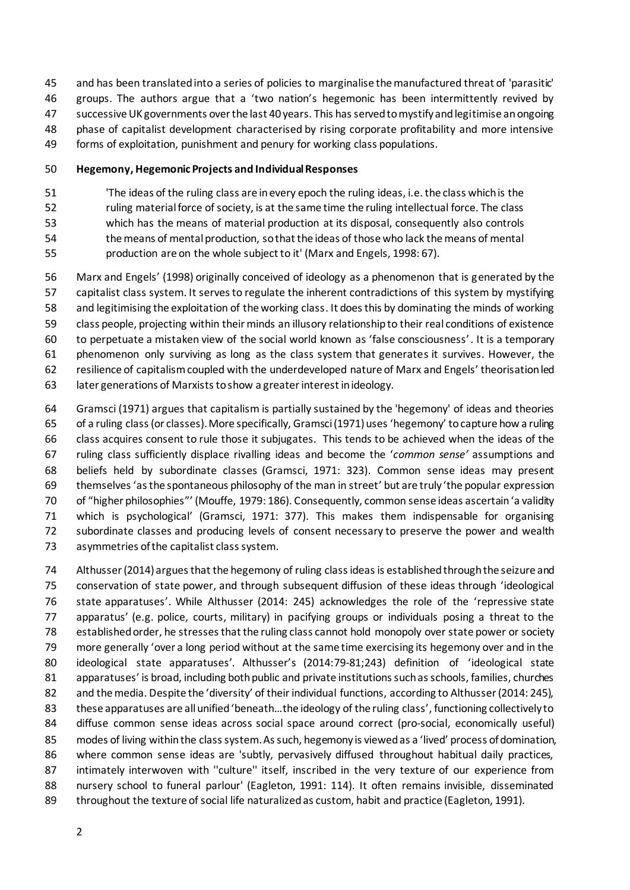and has been translated into a series of policies to marginalise the manufactured threat of 'parasitic' groups. The authors argue that a 'two nation's hegemonic has been intermittently revived by successive UK governments over the last 40 years. This has served to mystify and legitimise an ongoing phase of capitalist development characterised by rising corporate profitability and more intensive forms of exploitation, punishment and penury for working class populations.

## Hegemony, Hegemonic Projects and Individual Responses

> 'The ideas of the ruling class are in every epoch the ruling ideas, i.e. the class which is the ruling material force of society, is at the same time the ruling intellectual force. The class which has the means of material production at its disposal, consequently also controls the means of mental production, so that the ideas of those who lack the means of mental production are on the whole subject to it' (Marx and Engels, 1998: 67).

Marx and Engels' (1998) originally conceived of ideology as a phenomenon that is generated by the capitalist class system. It serves to regulate the inherent contradictions of this system by mystifying and legitimising the exploitation of the working class. It does this by dominating the minds of working class people, projecting within their minds an illusory relationship to their real conditions of existence to perpetuate a mistaken view of the social world known as 'false consciousness'. It is a temporary phenomenon only surviving as long as the class system that generates it survives. However, the resilience of capitalism coupled with the underdeveloped nature of Marx and Engels' theorisation led later generations of Marxists to show a greater interest in ideology.

Gramsci (1971) argues that capitalism is partially sustained by the 'hegemony' of ideas and theories of a ruling class (or classes). More specifically, Gramsci (1971) uses 'hegemony' to capture how a ruling class acquires consent to rule those it subjugates. This tends to be achieved when the ideas of the ruling class sufficiently displace rivalling ideas and become the '*common sense'* assumptions and beliefs held by subordinate classes (Gramsci, 1971: 323). Common sense ideas may present themselves 'as the spontaneous philosophy of the man in street' but are truly 'the popular expression of "higher philosophies"' (Mouffe, 1979: 186). Consequently, common sense ideas ascertain 'a validity which is psychological' (Gramsci, 1971: 377). This makes them indispensable for organising subordinate classes and producing levels of consent necessary to preserve the power and wealth asymmetries of the capitalist class system.

Althusser (2014) argues that the hegemony of ruling class ideas is established through the seizure and conservation of state power, and through subsequent diffusion of these ideas through 'ideological state apparatuses'. While Althusser (2014: 245) acknowledges the role of the 'repressive state apparatus' (e.g. police, courts, military) in pacifying groups or individuals posing a threat to the established order, he stresses that the ruling class cannot hold monopoly over state power or society more generally 'over a long period without at the same time exercising its hegemony over and in the ideological state apparatuses'. Althusser's (2014:79-81;243) definition of 'ideological state apparatuses' is broad, including both public and private institutions such as schools, families, churches and the media. Despite the 'diversity' of their individual functions, according to Althusser (2014: 245), these apparatuses are all unified 'beneath…the ideology of the ruling class', functioning collectively to diffuse common sense ideas across social space around correct (pro-social, economically useful) modes of living within the class system. As such, hegemony is viewed as a 'lived' process of domination, where common sense ideas are 'subtly, pervasively diffused throughout habitual daily practices, intimately interwoven with ''culture'' itself, inscribed in the very texture of our experience from nursery school to funeral parlour' (Eagleton, 1991: 114). It often remains invisible, disseminated throughout the texture of social life naturalized as custom, habit and practice (Eagleton, 1991).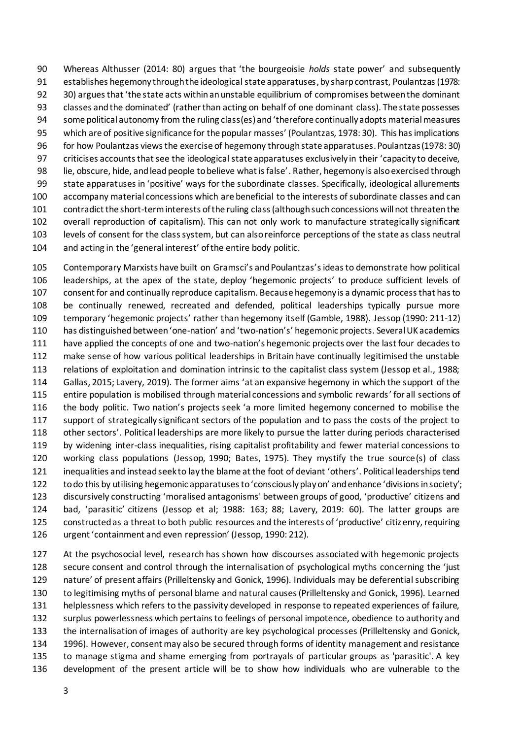Whereas Althusser (2014: 80) argues that 'the bourgeoisie *holds* state power' and subsequently establishes hegemony through the ideological state apparatuses, by sharp contrast, Poulantzas (1978: 30) argues that 'the state acts within an unstable equilibrium of compromises between the dominant classes and the dominated' (rather than acting on behalf of one dominant class). The state possesses some political autonomy from the ruling class(es) and 'therefore continually adopts material measures which are of positive significance for the popular masses' (Poulantzas, 1978: 30). This has implications for how Poulantzas views the exercise of hegemony through state apparatuses. Poulantzas (1978: 30) criticises accounts that see the ideological state apparatuses exclusively in their 'capacity to deceive, lie, obscure, hide, and lead people to believe what is false'. Rather, hegemony is also exercised through state apparatuses in 'positive' ways for the subordinate classes. Specifically, ideological allurements accompany material concessions which are beneficial to the interests of subordinate classes and can contradict the short-term interests of the ruling class (although such concessions will not threaten the overall reproduction of capitalism). This can not only work to manufacture strategically significant levels of consent for the class system, but can also reinforce perceptions of the state as class neutral and acting in the 'general interest' of the entire body politic.

Contemporary Marxists have built on Gramsci's and Poulantzas's ideas to demonstrate how political leaderships, at the apex of the state, deploy 'hegemonic projects' to produce sufficient levels of consent for and continually reproduce capitalism. Because hegemony is a dynamic process that has to be continually renewed, recreated and defended, political leaderships typically pursue more temporary 'hegemonic projects' rather than hegemony itself (Gamble, 1988). Jessop (1990: 211-12) has distinguished between 'one-nation' and 'two-nation's' hegemonic projects. Several UK academics have applied the concepts of one and two-nation's hegemonic projects over the last four decades to make sense of how various political leaderships in Britain have continually legitimised the unstable relations of exploitation and domination intrinsic to the capitalist class system (Jessop et al., 1988; Gallas, 2015; Lavery, 2019). The former aims 'at an expansive hegemony in which the support of the entire population is mobilised through material concessions and symbolic rewards' for all sections of the body politic. Two nation's projects seek 'a more limited hegemony concerned to mobilise the support of strategically significant sectors of the population and to pass the costs of the project to other sectors'. Political leaderships are more likely to pursue the latter during periods characterised by widening inter-class inequalities, rising capitalist profitability and fewer material concessions to working class populations (Jessop, 1990; Bates, 1975). They mystify the true source(s) of class inequalities and instead seek to lay the blame at the foot of deviant 'others'. Political leaderships tend to do this by utilising hegemonic apparatuses to 'consciously play on' and enhance 'divisions in society'; discursively constructing 'moralised antagonisms' between groups of good, 'productive' citizens and bad, 'parasitic' citizens (Jessop et al; 1988: 163; 88; Lavery, 2019: 60). The latter groups are constructed as a threat to both public resources and the interests of 'productive' citizenry, requiring urgent 'containment and even repression' (Jessop, 1990: 212).

At the psychosocial level, research has shown how discourses associated with hegemonic projects secure consent and control through the internalisation of psychological myths concerning the 'just nature' of present affairs (Prilleltensky and Gonick, 1996). Individuals may be deferential subscribing to legitimising myths of personal blame and natural causes (Prilleltensky and Gonick, 1996). Learned helplessness which refers to the passivity developed in response to repeated experiences of failure, surplus powerlessness which pertains to feelings of personal impotence, obedience to authority and the internalisation of images of authority are key psychological processes (Prilleltensky and Gonick, 1996). However, consent may also be secured through forms of identity management and resistance to manage stigma and shame emerging from portrayals of particular groups as 'parasitic'. A key development of the present article will be to show how individuals who are vulnerable to the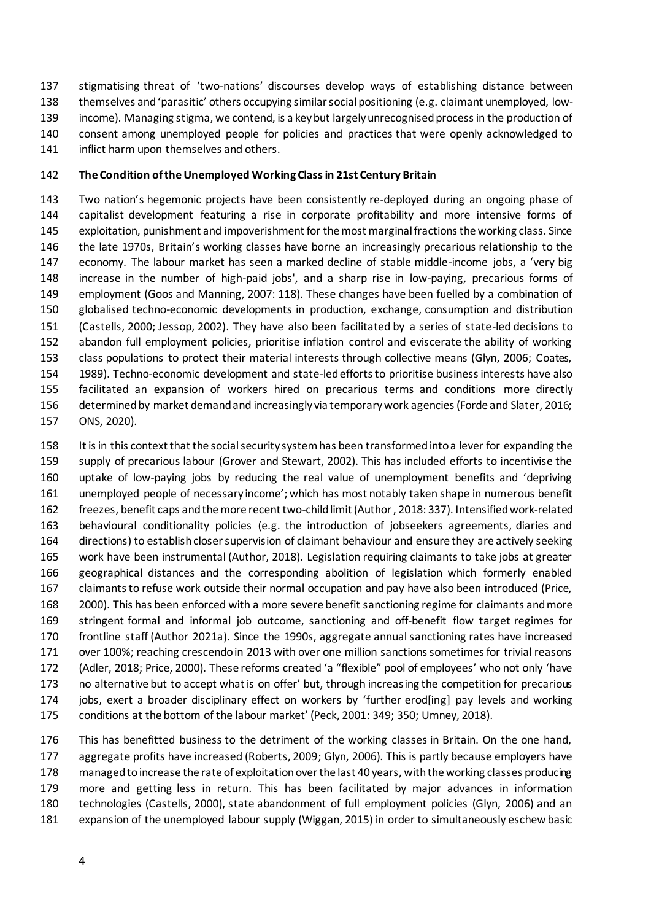stigmatising threat of 'two-nations' discourses develop ways of establishing distance between themselves and 'parasitic' others occupying similar social positioning (e.g. claimant unemployed, low-income). Managing stigma, we contend, is a key but largely unrecognised process in the production of consent among unemployed people for policies and practices that were openly acknowledged to inflict harm upon themselves and others.

## The Condition of the Unemployed Working Class in 21st Century Britain

Two nation's hegemonic projects have been consistently re-deployed during an ongoing phase of capitalist development featuring a rise in corporate profitability and more intensive forms of exploitation, punishment and impoverishment for the most marginal fractions the working class. Since the late 1970s, Britain's working classes have borne an increasingly precarious relationship to the economy. The labour market has seen a marked decline of stable middle-income jobs, a 'very big increase in the number of high-paid jobs', and a sharp rise in low-paying, precarious forms of employment (Goos and Manning, 2007: 118). These changes have been fuelled by a combination of globalised techno-economic developments in production, exchange, consumption and distribution (Castells, 2000; Jessop, 2002). They have also been facilitated by a series of state-led decisions to abandon full employment policies, prioritise inflation control and eviscerate the ability of working class populations to protect their material interests through collective means (Glyn, 2006; Coates, 1989). Techno-economic development and state-led efforts to prioritise business interests have also facilitated an expansion of workers hired on precarious terms and conditions more directly determined by market demand and increasingly via temporary work agencies (Forde and Slater, 2016; ONS, 2020).

It is in this context that the social security system has been transformed into a lever for expanding the supply of precarious labour (Grover and Stewart, 2002). This has included efforts to incentivise the uptake of low-paying jobs by reducing the real value of unemployment benefits and 'depriving unemployed people of necessary income'; which has most notably taken shape in numerous benefit freezes, benefit caps and the more recent two-child limit (Author , 2018: 337). Intensified work-related behavioural conditionality policies (e.g. the introduction of jobseekers agreements, diaries and directions) to establish closer supervision of claimant behaviour and ensure they are actively seeking work have been instrumental (Author, 2018). Legislation requiring claimants to take jobs at greater geographical distances and the corresponding abolition of legislation which formerly enabled claimants to refuse work outside their normal occupation and pay have also been introduced (Price, 2000). This has been enforced with a more severe benefit sanctioning regime for claimants and more stringent formal and informal job outcome, sanctioning and off-benefit flow target regimes for frontline staff (Author 2021a). Since the 1990s, aggregate annual sanctioning rates have increased over 100%; reaching crescendo in 2013 with over one million sanctions sometimes for trivial reasons (Adler, 2018; Price, 2000). These reforms created 'a "flexible" pool of employees' who not only 'have no alternative but to accept what is on offer' but, through increasing the competition for precarious jobs, exert a broader disciplinary effect on workers by 'further erod[ing] pay levels and working conditions at the bottom of the labour market' (Peck, 2001: 349; 350; Umney, 2018).

This has benefitted business to the detriment of the working classes in Britain. On the one hand, aggregate profits have increased (Roberts, 2009; Glyn, 2006). This is partly because employers have managed to increase the rate of exploitation over the last 40 years, with the working classes producing more and getting less in return. This has been facilitated by major advances in information technologies (Castells, 2000), state abandonment of full employment policies (Glyn, 2006) and an expansion of the unemployed labour supply (Wiggan, 2015) in order to simultaneously eschew basic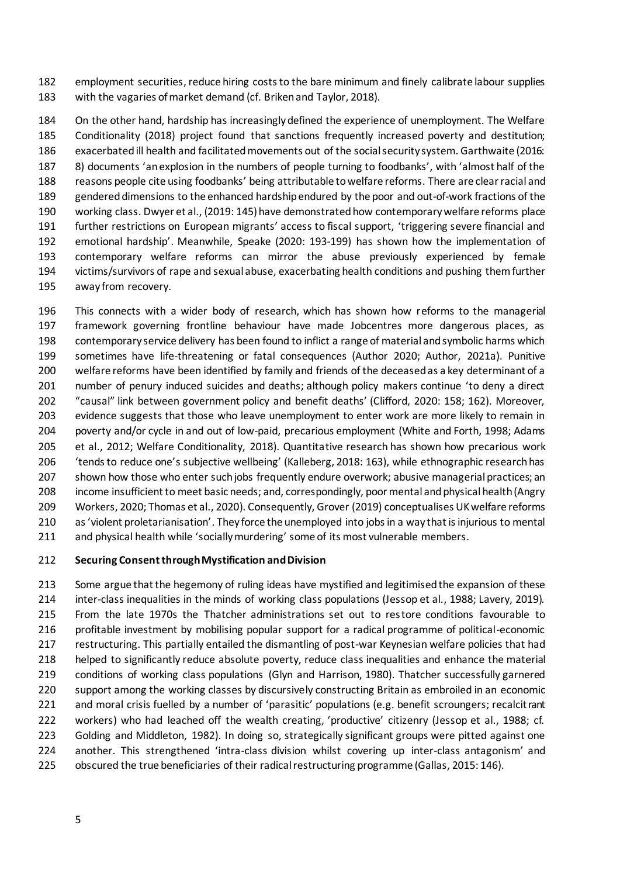employment securities, reduce hiring costs to the bare minimum and finely calibrate labour supplies with the vagaries of market demand (cf. Briken and Taylor, 2018).

On the other hand, hardship has increasingly defined the experience of unemployment. The Welfare Conditionality (2018) project found that sanctions frequently increased poverty and destitution; exacerbated ill health and facilitated movements out of the social security system. Garthwaite (2016: 8) documents 'an explosion in the numbers of people turning to foodbanks', with 'almost half of the reasons people cite using foodbanks' being attributable to welfare reforms. There are clear racial and gendered dimensions to the enhanced hardship endured by the poor and out-of-work fractions of the working class. Dwyer et al., (2019: 145) have demonstrated how contemporary welfare reforms place further restrictions on European migrants' access to fiscal support, 'triggering severe financial and emotional hardship'. Meanwhile, Speake (2020: 193-199) has shown how the implementation of contemporary welfare reforms can mirror the abuse previously experienced by female victims/survivors of rape and sexual abuse, exacerbating health conditions and pushing them further away from recovery.

This connects with a wider body of research, which has shown how reforms to the managerial framework governing frontline behaviour have made Jobcentres more dangerous places, as contemporary service delivery has been found to inflict a range of material and symbolic harms which sometimes have life-threatening or fatal consequences (Author 2020; Author, 2021a). Punitive welfare reforms have been identified by family and friends of the deceased as a key determinant of a number of penury induced suicides and deaths; although policy makers continue 'to deny a direct "causal" link between government policy and benefit deaths' (Clifford, 2020: 158; 162). Moreover, evidence suggests that those who leave unemployment to enter work are more likely to remain in poverty and/or cycle in and out of low-paid, precarious employment (White and Forth, 1998; Adams et al., 2012; Welfare Conditionality, 2018). Quantitative research has shown how precarious work 'tends to reduce one's subjective wellbeing' (Kalleberg, 2018: 163), while ethnographic research has shown how those who enter such jobs frequently endure overwork; abusive managerial practices; an income insufficient to meet basic needs; and, correspondingly, poor mental and physical health (Angry Workers, 2020; Thomas et al., 2020). Consequently, Grover (2019) conceptualises UK welfare reforms as 'violent proletarianisation'. They force the unemployed into jobs in a way that is injurious to mental and physical health while 'socially murdering' some of its most vulnerable members.

**Securing Consent through Mystification and Division**

Some argue that the hegemony of ruling ideas have mystified and legitimised the expansion of these inter-class inequalities in the minds of working class populations (Jessop et al., 1988; Lavery, 2019). From the late 1970s the Thatcher administrations set out to restore conditions favourable to profitable investment by mobilising popular support for a radical programme of political-economic restructuring. This partially entailed the dismantling of post-war Keynesian welfare policies that had helped to significantly reduce absolute poverty, reduce class inequalities and enhance the material conditions of working class populations (Glyn and Harrison, 1980). Thatcher successfully garnered support among the working classes by discursively constructing Britain as embroiled in an economic and moral crisis fuelled by a number of 'parasitic' populations (e.g. benefit scroungers; recalcitrant workers) who had leached off the wealth creating, 'productive' citizenry (Jessop et al., 1988; cf. Golding and Middleton, 1982). In doing so, strategically significant groups were pitted against one another. This strengthened 'intra-class division whilst covering up inter-class antagonism' and obscured the true beneficiaries of their radical restructuring programme (Gallas, 2015: 146).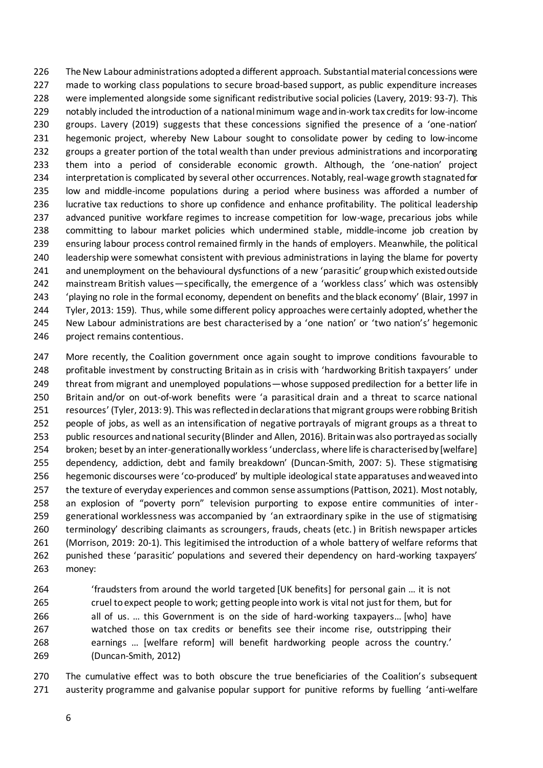The New Labour administrations adopted a different approach. Substantial material concessions were made to working class populations to secure broad-based support, as public expenditure increases were implemented alongside some significant redistributive social policies (Lavery, 2019: 93-7). This notably included the introduction of a national minimum wage and in-work tax credits for low-income groups. Lavery (2019) suggests that these concessions signified the presence of a 'one-nation' hegemonic project, whereby New Labour sought to consolidate power by ceding to low-income groups a greater portion of the total wealth than under previous administrations and incorporating them into a period of considerable economic growth. Although, the 'one-nation' project interpretation is complicated by several other occurrences. Notably, real-wage growth stagnated for low and middle-income populations during a period where business was afforded a number of lucrative tax reductions to shore up confidence and enhance profitability. The political leadership advanced punitive workfare regimes to increase competition for low-wage, precarious jobs while committing to labour market policies which undermined stable, middle-income job creation by ensuring labour process control remained firmly in the hands of employers. Meanwhile, the political leadership were somewhat consistent with previous administrations in laying the blame for poverty and unemployment on the behavioural dysfunctions of a new 'parasitic' group which existed outside mainstream British values—specifically, the emergence of a 'workless class' which was ostensibly 'playing no role in the formal economy, dependent on benefits and the black economy' (Blair, 1997 in Tyler, 2013: 159). Thus, while some different policy approaches were certainly adopted, whether the New Labour administrations are best characterised by a 'one nation' or 'two nation's' hegemonic project remains contentious.

More recently, the Coalition government once again sought to improve conditions favourable to profitable investment by constructing Britain as in crisis with 'hardworking British taxpayers' under threat from migrant and unemployed populations—whose supposed predilection for a better life in Britain and/or on out-of-work benefits were 'a parasitical drain and a threat to scarce national resources' (Tyler, 2013: 9). This was reflected in declarations that migrant groups were robbing British people of jobs, as well as an intensification of negative portrayals of migrant groups as a threat to public resources and national security (Blinder and Allen, 2016). Britain was also portrayed as socially broken; beset by an inter-generationally workless 'underclass, where life is characterised by [welfare] dependency, addiction, debt and family breakdown' (Duncan-Smith, 2007: 5). These stigmatising hegemonic discourses were 'co-produced' by multiple ideological state apparatuses and weaved into the texture of everyday experiences and common sense assumptions (Pattison, 2021). Most notably, an explosion of "poverty porn" television purporting to expose entire communities of inter-generational worklessness was accompanied by 'an extraordinary spike in the use of stigmatising terminology' describing claimants as scroungers, frauds, cheats (etc.) in British newspaper articles (Morrison, 2019: 20-1). This legitimised the introduction of a whole battery of welfare reforms that punished these 'parasitic' populations and severed their dependency on hard-working taxpayers' money:

> 'fraudsters from around the world targeted [UK benefits] for personal gain … it is not cruel to expect people to work; getting people into work is vital not just for them, but for all of us. … this Government is on the side of hard-working taxpayers… [who] have watched those on tax credits or benefits see their income rise, outstripping their earnings … [welfare reform] will benefit hardworking people across the country.' (Duncan-Smith, 2012)

The cumulative effect was to both obscure the true beneficiaries of the Coalition's subsequent austerity programme and galvanise popular support for punitive reforms by fuelling 'anti-welfare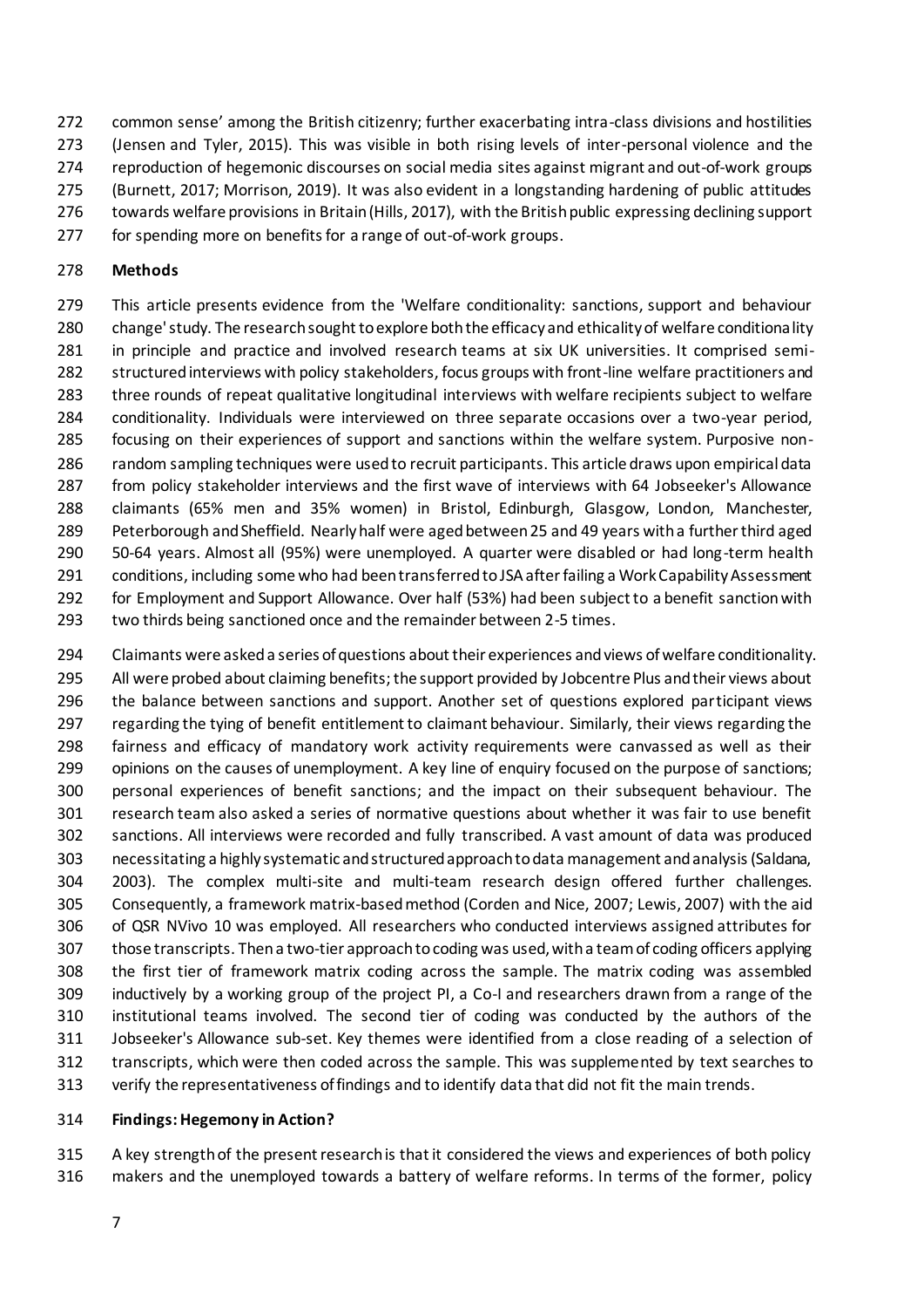common sense' among the British citizenry; further exacerbating intra-class divisions and hostilities (Jensen and Tyler, 2015). This was visible in both rising levels of inter-personal violence and the reproduction of hegemonic discourses on social media sites against migrant and out-of-work groups (Burnett, 2017; Morrison, 2019). It was also evident in a longstanding hardening of public attitudes towards welfare provisions in Britain (Hills, 2017), with the British public expressing declining support for spending more on benefits for a range of out-of-work groups.

**Methods**

This article presents evidence from the 'Welfare conditionality: sanctions, support and behaviour change' study. The research sought to explore both the efficacy and ethicality of welfare conditionality in principle and practice and involved research teams at six UK universities. It comprised semi-structured interviews with policy stakeholders, focus groups with front-line welfare practitioners and three rounds of repeat qualitative longitudinal interviews with welfare recipients subject to welfare conditionality. Individuals were interviewed on three separate occasions over a two-year period, focusing on their experiences of support and sanctions within the welfare system. Purposive non-random sampling techniques were used to recruit participants. This article draws upon empirical data from policy stakeholder interviews and the first wave of interviews with 64 Jobseeker's Allowance claimants (65% men and 35% women) in Bristol, Edinburgh, Glasgow, London, Manchester, Peterborough and Sheffield. Nearly half were aged between 25 and 49 years with a further third aged 50-64 years. Almost all (95%) were unemployed. A quarter were disabled or had long-term health conditions, including some who had been transferred to JSA after failing a Work Capability Assessment for Employment and Support Allowance. Over half (53%) had been subject to a benefit sanction with two thirds being sanctioned once and the remainder between 2-5 times.

Claimants were asked a series of questions about their experiences and views of welfare conditionality. All were probed about claiming benefits; the support provided by Jobcentre Plus and their views about the balance between sanctions and support. Another set of questions explored participant views regarding the tying of benefit entitlement to claimant behaviour. Similarly, their views regarding the fairness and efficacy of mandatory work activity requirements were canvassed as well as their opinions on the causes of unemployment. A key line of enquiry focused on the purpose of sanctions; personal experiences of benefit sanctions; and the impact on their subsequent behaviour. The research team also asked a series of normative questions about whether it was fair to use benefit sanctions. All interviews were recorded and fully transcribed. A vast amount of data was produced necessitating a highly systematic and structured approach to data management and analysis (Saldana, 2003). The complex multi-site and multi-team research design offered further challenges. Consequently, a framework matrix-based method (Corden and Nice, 2007; Lewis, 2007) with the aid of QSR NVivo 10 was employed. All researchers who conducted interviews assigned attributes for those transcripts. Then a two-tier approach to coding was used, with a team of coding officers applying the first tier of framework matrix coding across the sample. The matrix coding was assembled inductively by a working group of the project PI, a Co-I and researchers drawn from a range of the institutional teams involved. The second tier of coding was conducted by the authors of the Jobseeker's Allowance sub-set. Key themes were identified from a close reading of a selection of transcripts, which were then coded across the sample. This was supplemented by text searches to verify the representativeness of findings and to identify data that did not fit the main trends.

**Findings: Hegemony in Action?**

A key strength of the present research is that it considered the views and experiences of both policy makers and the unemployed towards a battery of welfare reforms. In terms of the former, policy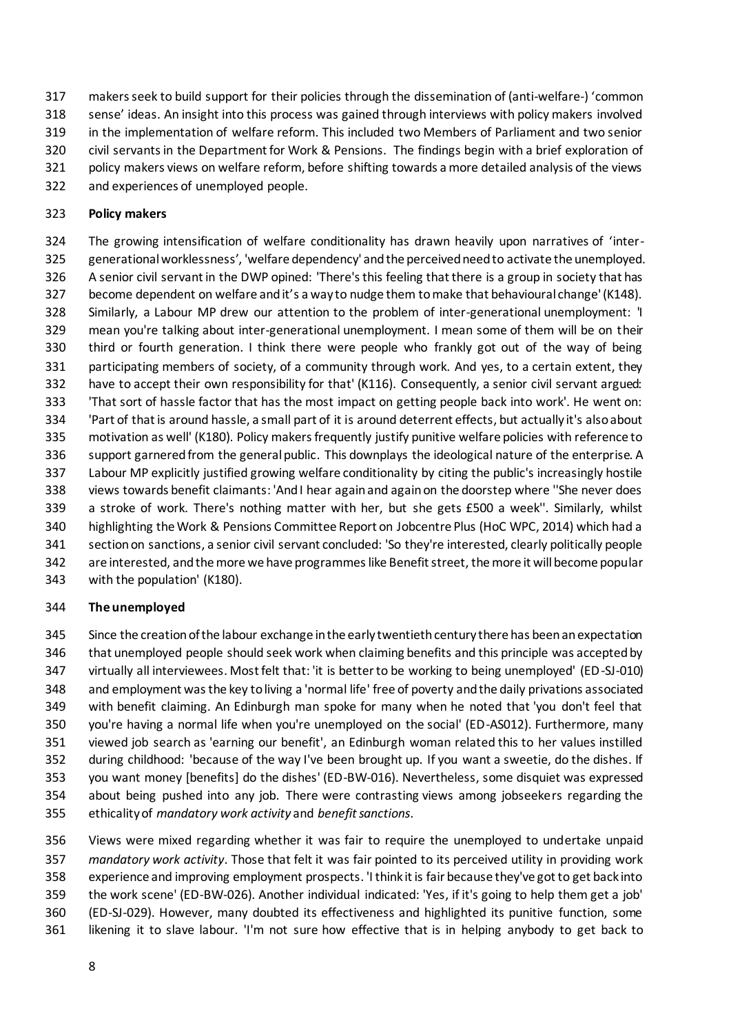makers seek to build support for their policies through the dissemination of (anti-welfare-) 'common sense' ideas. An insight into this process was gained through interviews with policy makers involved in the implementation of welfare reform. This included two Members of Parliament and two senior civil servants in the Department for Work & Pensions. The findings begin with a brief exploration of policy makers views on welfare reform, before shifting towards a more detailed analysis of the views and experiences of unemployed people.

**Policy makers**

The growing intensification of welfare conditionality has drawn heavily upon narratives of 'inter-generational worklessness', 'welfare dependency' and the perceived need to activate the unemployed. A senior civil servant in the DWP opined: 'There's this feeling that there is a group in society that has become dependent on welfare and it's a way to nudge them to make that behavioural change' (K148). Similarly, a Labour MP drew our attention to the problem of inter-generational unemployment: 'I mean you're talking about inter-generational unemployment. I mean some of them will be on their third or fourth generation. I think there were people who frankly got out of the way of being participating members of society, of a community through work. And yes, to a certain extent, they have to accept their own responsibility for that' (K116). Consequently, a senior civil servant argued: 'That sort of hassle factor that has the most impact on getting people back into work'. He went on: 'Part of that is around hassle, a small part of it is around deterrent effects, but actually it's also about motivation as well' (K180). Policy makers frequently justify punitive welfare policies with reference to support garnered from the general public. This downplays the ideological nature of the enterprise. A Labour MP explicitly justified growing welfare conditionality by citing the public's increasingly hostile views towards benefit claimants: 'And I hear again and again on the doorstep where ''She never does a stroke of work. There's nothing matter with her, but she gets £500 a week''. Similarly, whilst highlighting the Work & Pensions Committee Report on Jobcentre Plus (HoC WPC, 2014) which had a section on sanctions, a senior civil servant concluded: 'So they're interested, clearly politically people are interested, and the more we have programmes like Benefit street, the more it will become popular with the population' (K180).

**The unemployed**

Since the creation of the labour exchange in the early twentieth century there has been an expectation that unemployed people should seek work when claiming benefits and this principle was accepted by virtually all interviewees. Most felt that: 'it is better to be working to being unemployed' (ED-SJ-010) and employment was the key to living a 'normal life' free of poverty and the daily privations associated with benefit claiming. An Edinburgh man spoke for many when he noted that 'you don't feel that you're having a normal life when you're unemployed on the social' (ED-AS012). Furthermore, many viewed job search as 'earning our benefit', an Edinburgh woman related this to her values instilled during childhood: 'because of the way I've been brought up. If you want a sweetie, do the dishes. If you want money [benefits] do the dishes' (ED-BW-016). Nevertheless, some disquiet was expressed about being pushed into any job. There were contrasting views among jobseekers regarding the ethicality of *mandatory work activity* and *benefit sanctions*.

Views were mixed regarding whether it was fair to require the unemployed to undertake unpaid *mandatory work activity*. Those that felt it was fair pointed to its perceived utility in providing work experience and improving employment prospects. 'I think it is fair because they've got to get back into the work scene' (ED-BW-026). Another individual indicated: 'Yes, if it's going to help them get a job' (ED-SJ-029). However, many doubted its effectiveness and highlighted its punitive function, some likening it to slave labour. 'I'm not sure how effective that is in helping anybody to get back to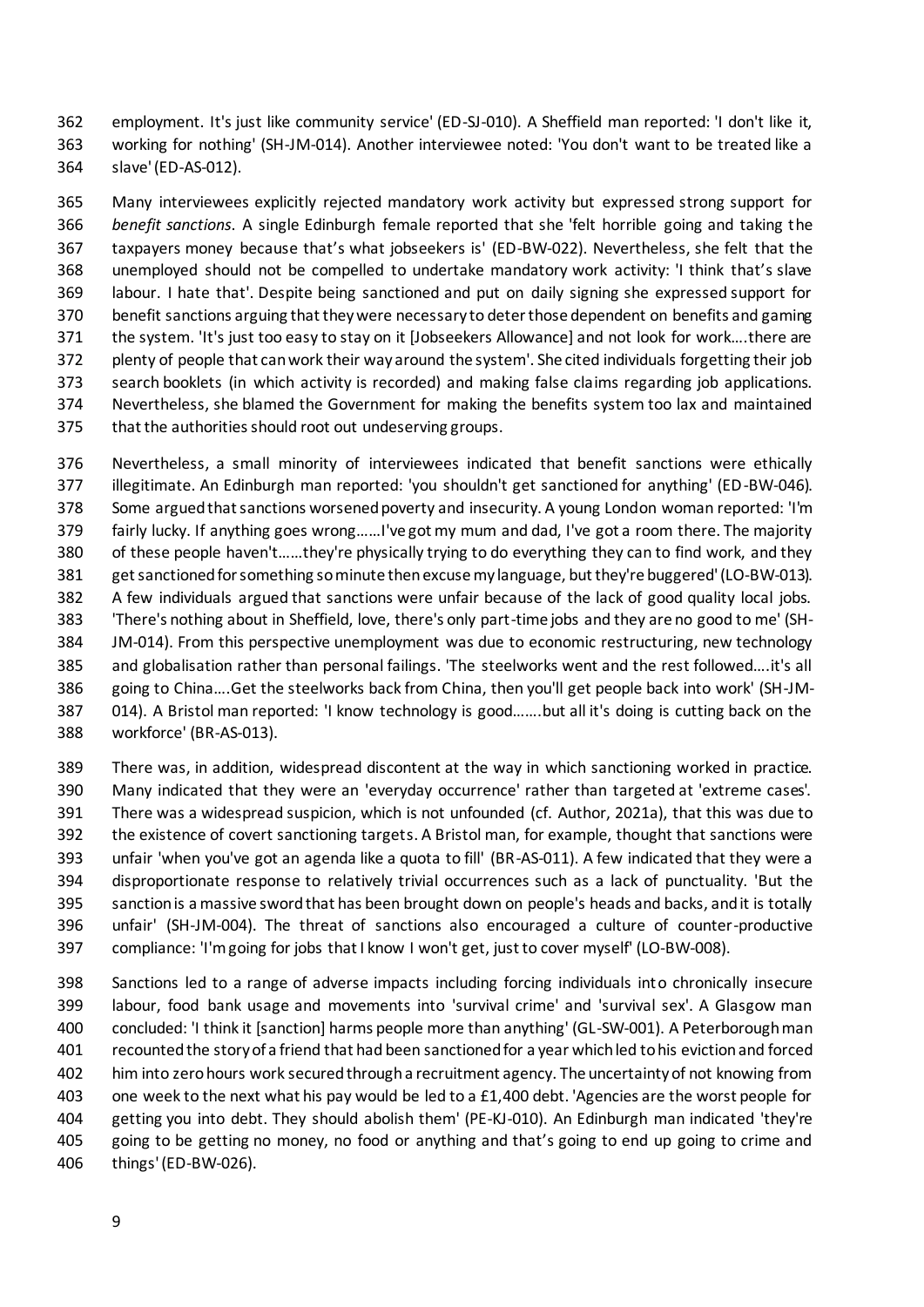employment. It's just like community service' (ED-SJ-010). A Sheffield man reported: 'I don't like it, working for nothing' (SH-JM-014). Another interviewee noted: 'You don't want to be treated like a slave' (ED-AS-012).

Many interviewees explicitly rejected mandatory work activity but expressed strong support for *benefit sanctions*. A single Edinburgh female reported that she 'felt horrible going and taking the taxpayers money because that's what jobseekers is' (ED-BW-022). Nevertheless, she felt that the unemployed should not be compelled to undertake mandatory work activity: 'I think that's slave labour. I hate that'. Despite being sanctioned and put on daily signing she expressed support for benefit sanctions arguing that they were necessary to deter those dependent on benefits and gaming the system. 'It's just too easy to stay on it [Jobseekers Allowance] and not look for work….there are plenty of people that can work their way around the system'. She cited individuals forgetting their job search booklets (in which activity is recorded) and making false claims regarding job applications. Nevertheless, she blamed the Government for making the benefits system too lax and maintained that the authorities should root out undeserving groups.

Nevertheless, a small minority of interviewees indicated that benefit sanctions were ethically illegitimate. An Edinburgh man reported: 'you shouldn't get sanctioned for anything' (ED-BW-046). Some argued that sanctions worsened poverty and insecurity. A young London woman reported: 'I'm fairly lucky. If anything goes wrong……I've got my mum and dad, I've got a room there. The majority of these people haven't……they're physically trying to do everything they can to find work, and they get sanctioned for something so minute then excuse my language, but they're buggered' (LO-BW-013). A few individuals argued that sanctions were unfair because of the lack of good quality local jobs. 'There's nothing about in Sheffield, love, there's only part-time jobs and they are no good to me' (SH-JM-014). From this perspective unemployment was due to economic restructuring, new technology and globalisation rather than personal failings. 'The steelworks went and the rest followed….it's all going to China….Get the steelworks back from China, then you'll get people back into work' (SH-JM-014). A Bristol man reported: 'I know technology is good…….but all it's doing is cutting back on the workforce' (BR-AS-013).

There was, in addition, widespread discontent at the way in which sanctioning worked in practice. Many indicated that they were an 'everyday occurrence' rather than targeted at 'extreme cases'. There was a widespread suspicion, which is not unfounded (cf. Author, 2021a), that this was due to the existence of covert sanctioning targets. A Bristol man, for example, thought that sanctions were unfair 'when you've got an agenda like a quota to fill' (BR-AS-011). A few indicated that they were a disproportionate response to relatively trivial occurrences such as a lack of punctuality. 'But the sanction is a massive sword that has been brought down on people's heads and backs, and it is totally unfair' (SH-JM-004). The threat of sanctions also encouraged a culture of counter-productive compliance: 'I'm going for jobs that I know I won't get, just to cover myself' (LO-BW-008).

Sanctions led to a range of adverse impacts including forcing individuals into chronically insecure labour, food bank usage and movements into 'survival crime' and 'survival sex'. A Glasgow man concluded: 'I think it [sanction] harms people more than anything' (GL-SW-001). A Peterborough man recounted the story of a friend that had been sanctioned for a year which led to his eviction and forced him into zero hours work secured through a recruitment agency. The uncertainty of not knowing from one week to the next what his pay would be led to a £1,400 debt. 'Agencies are the worst people for getting you into debt. They should abolish them' (PE-KJ-010). An Edinburgh man indicated 'they're going to be getting no money, no food or anything and that's going to end up going to crime and things' (ED-BW-026).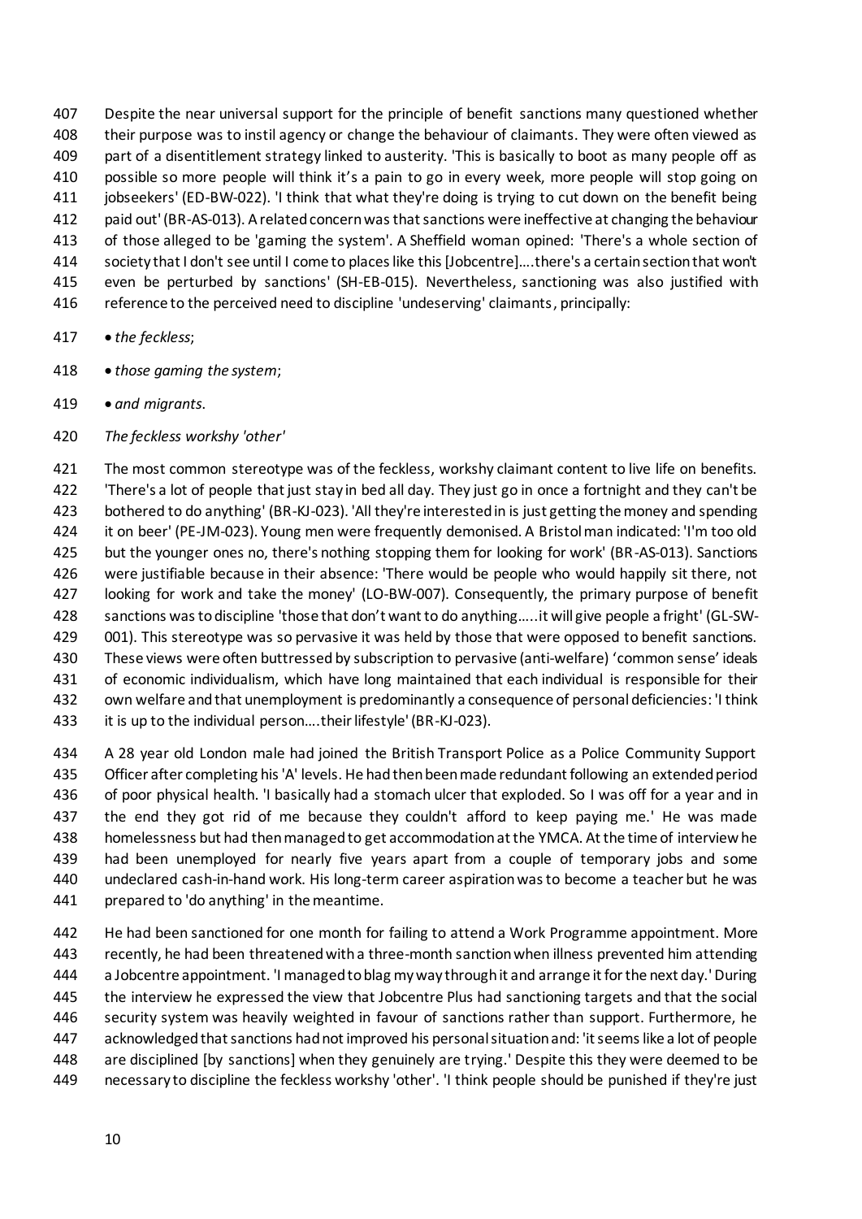Despite the near universal support for the principle of benefit sanctions many questioned whether their purpose was to instil agency or change the behaviour of claimants. They were often viewed as part of a disentitlement strategy linked to austerity. 'This is basically to boot as many people off as possible so more people will think it's a pain to go in every week, more people will stop going on jobseekers' (ED-BW-022). 'I think that what they're doing is trying to cut down on the benefit being paid out' (BR-AS-013). A related concern was that sanctions were ineffective at changing the behaviour of those alleged to be 'gaming the system'. A Sheffield woman opined: 'There's a whole section of society that I don't see until I come to places like this [Jobcentre]….there's a certain section that won't even be perturbed by sanctions' (SH-EB-015). Nevertheless, sanctioning was also justified with reference to the perceived need to discipline 'undeserving' claimants, principally:

- *the feckless*;
- *those gaming the system*;
- *and migrants*.

*The feckless workshy 'other'*

The most common stereotype was of the feckless, workshy claimant content to live life on benefits. 'There's a lot of people that just stay in bed all day. They just go in once a fortnight and they can't be bothered to do anything' (BR-KJ-023). 'All they're interested in is just getting the money and spending it on beer' (PE-JM-023). Young men were frequently demonised. A Bristol man indicated: 'I'm too old but the younger ones no, there's nothing stopping them for looking for work' (BR-AS-013). Sanctions were justifiable because in their absence: 'There would be people who would happily sit there, not looking for work and take the money' (LO-BW-007). Consequently, the primary purpose of benefit sanctions was to discipline 'those that don't want to do anything…..it will give people a fright' (GL-SW-001). This stereotype was so pervasive it was held by those that were opposed to benefit sanctions. These views were often buttressed by subscription to pervasive (anti-welfare) 'common sense' ideals of economic individualism, which have long maintained that each individual is responsible for their own welfare and that unemployment is predominantly a consequence of personal deficiencies: 'I think it is up to the individual person….their lifestyle' (BR-KJ-023).

A 28 year old London male had joined the British Transport Police as a Police Community Support Officer after completing his 'A' levels. He had then been made redundant following an extended period of poor physical health. 'I basically had a stomach ulcer that exploded. So I was off for a year and in the end they got rid of me because they couldn't afford to keep paying me.' He was made homelessness but had then managed to get accommodation at the YMCA. At the time of interview he had been unemployed for nearly five years apart from a couple of temporary jobs and some undeclared cash-in-hand work. His long-term career aspiration was to become a teacher but he was prepared to 'do anything' in the meantime.

He had been sanctioned for one month for failing to attend a Work Programme appointment. More recently, he had been threatened with a three-month sanction when illness prevented him attending a Jobcentre appointment. 'I managed to blag my way through it and arrange it for the next day.' During the interview he expressed the view that Jobcentre Plus had sanctioning targets and that the social security system was heavily weighted in favour of sanctions rather than support. Furthermore, he acknowledged that sanctions had not improved his personal situation and: 'it seems like a lot of people are disciplined [by sanctions] when they genuinely are trying.' Despite this they were deemed to be necessary to discipline the feckless workshy 'other'. 'I think people should be punished if they're just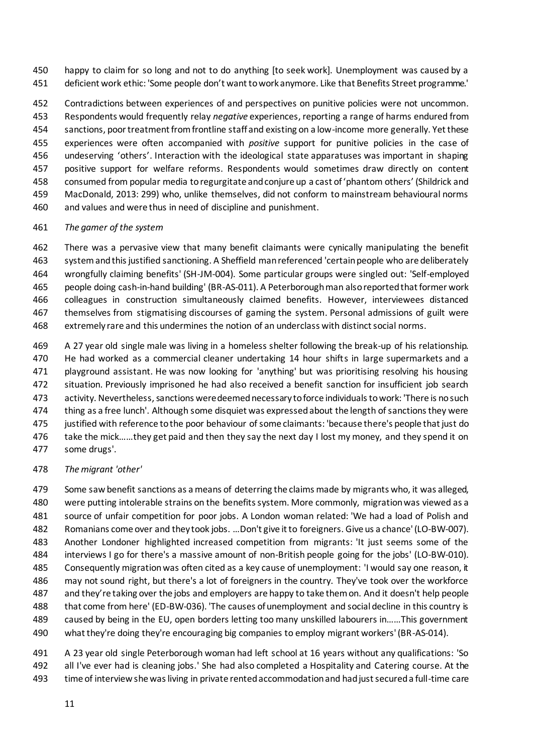happy to claim for so long and not to do anything [to seek work]. Unemployment was caused by a deficient work ethic: 'Some people don't want to work anymore. Like that Benefits Street programme.'

Contradictions between experiences of and perspectives on punitive policies were not uncommon. Respondents would frequently relay *negative* experiences, reporting a range of harms endured from sanctions, poor treatment from frontline staff and existing on a low-income more generally. Yet these experiences were often accompanied with *positive* support for punitive policies in the case of undeserving 'others'. Interaction with the ideological state apparatuses was important in shaping positive support for welfare reforms. Respondents would sometimes draw directly on content consumed from popular media to regurgitate and conjure up a cast of 'phantom others' (Shildrick and MacDonald, 2013: 299) who, unlike themselves, did not conform to mainstream behavioural norms and values and were thus in need of discipline and punishment.

*The gamer of the system*

There was a pervasive view that many benefit claimants were cynically manipulating the benefit system and this justified sanctioning. A Sheffield man referenced 'certain people who are deliberately wrongfully claiming benefits' (SH-JM-004). Some particular groups were singled out: 'Self-employed people doing cash-in-hand building' (BR-AS-011). A Peterborough man also reported that former work colleagues in construction simultaneously claimed benefits. However, interviewees distanced themselves from stigmatising discourses of gaming the system. Personal admissions of guilt were extremely rare and this undermines the notion of an underclass with distinct social norms.

A 27 year old single male was living in a homeless shelter following the break-up of his relationship. He had worked as a commercial cleaner undertaking 14 hour shifts in large supermarkets and a playground assistant. He was now looking for 'anything' but was prioritising resolving his housing situation. Previously imprisoned he had also received a benefit sanction for insufficient job search activity. Nevertheless, sanctions were deemed necessary to force individuals to work: 'There is no such thing as a free lunch'. Although some disquiet was expressed about the length of sanctions they were justified with reference to the poor behaviour of some claimants: 'because there's people that just do take the mick……they get paid and then they say the next day I lost my money, and they spend it on some drugs'.

*The migrant 'other'*

Some saw benefit sanctions as a means of deterring the claims made by migrants who, it was alleged, were putting intolerable strains on the benefits system. More commonly, migration was viewed as a source of unfair competition for poor jobs. A London woman related: 'We had a load of Polish and Romanians come over and they took jobs. …Don't give it to foreigners. Give us a chance' (LO-BW-007). Another Londoner highlighted increased competition from migrants: 'It just seems some of the interviews I go for there's a massive amount of non-British people going for the jobs' (LO-BW-010). Consequently migration was often cited as a key cause of unemployment: 'I would say one reason, it may not sound right, but there's a lot of foreigners in the country. They've took over the workforce and they're taking over the jobs and employers are happy to take them on. And it doesn't help people that come from here' (ED-BW-036). 'The causes of unemployment and social decline in this country is caused by being in the EU, open borders letting too many unskilled labourers in……This government what they're doing they're encouraging big companies to employ migrant workers' (BR-AS-014).

A 23 year old single Peterborough woman had left school at 16 years without any qualifications: 'So all I've ever had is cleaning jobs.' She had also completed a Hospitality and Catering course. At the time of interview she was living in private rented accommodation and had just secured a full-time care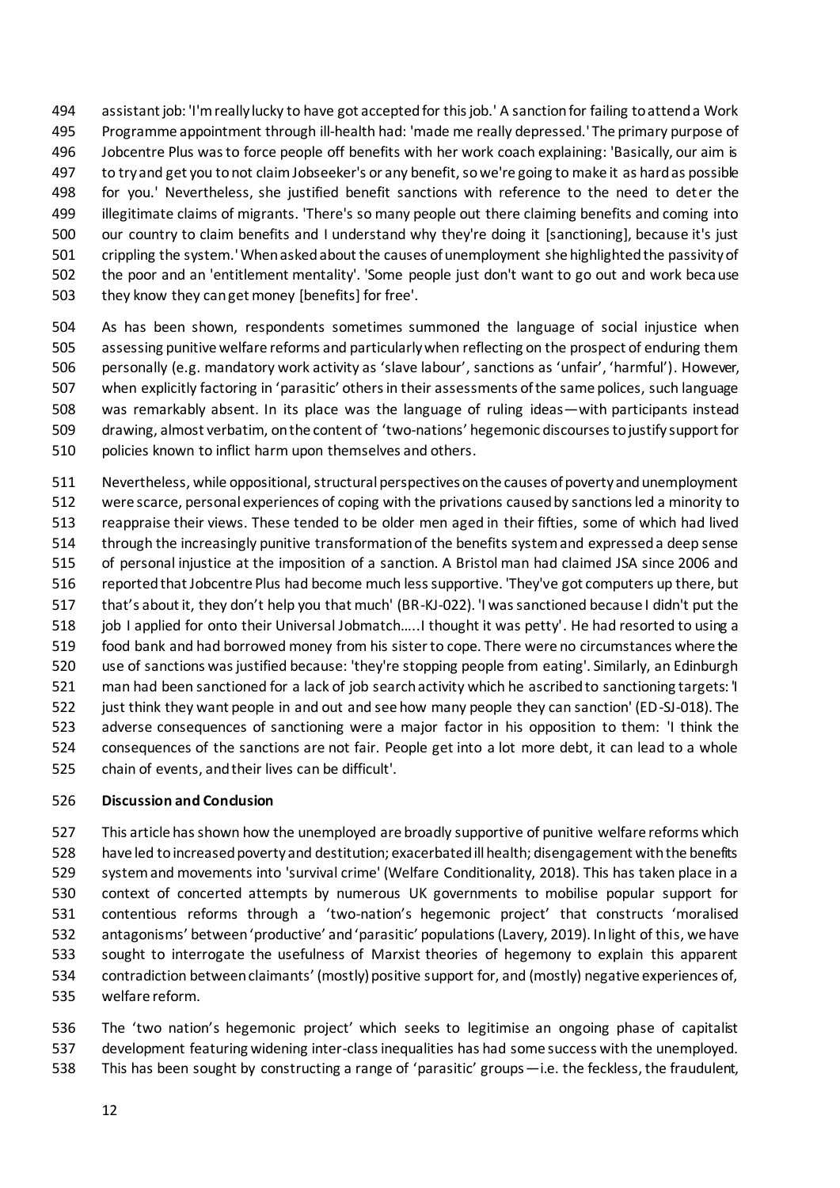assistant job: 'I'm really lucky to have got accepted for this job.' A sanction for failing to attend a Work Programme appointment through ill-health had: 'made me really depressed.' The primary purpose of Jobcentre Plus was to force people off benefits with her work coach explaining: 'Basically, our aim is to try and get you to not claim Jobseeker's or any benefit, so we're going to make it as hard as possible for you.' Nevertheless, she justified benefit sanctions with reference to the need to deter the illegitimate claims of migrants. 'There's so many people out there claiming benefits and coming into our country to claim benefits and I understand why they're doing it [sanctioning], because it's just crippling the system.' When asked about the causes of unemployment she highlighted the passivity of the poor and an 'entitlement mentality'. 'Some people just don't want to go out and work because they know they can get money [benefits] for free'.

As has been shown, respondents sometimes summoned the language of social injustice when assessing punitive welfare reforms and particularly when reflecting on the prospect of enduring them personally (e.g. mandatory work activity as 'slave labour', sanctions as 'unfair', 'harmful'). However, when explicitly factoring in 'parasitic' others in their assessments of the same polices, such language was remarkably absent. In its place was the language of ruling ideas—with participants instead drawing, almost verbatim, on the content of 'two-nations' hegemonic discourses to justify support for policies known to inflict harm upon themselves and others.

Nevertheless, while oppositional, structural perspectives on the causes of poverty and unemployment were scarce, personal experiences of coping with the privations caused by sanctions led a minority to reappraise their views. These tended to be older men aged in their fifties, some of which had lived through the increasingly punitive transformation of the benefits system and expressed a deep sense of personal injustice at the imposition of a sanction. A Bristol man had claimed JSA since 2006 and reported that Jobcentre Plus had become much less supportive. 'They've got computers up there, but that's about it, they don't help you that much' (BR-KJ-022). 'I was sanctioned because I didn't put the job I applied for onto their Universal Jobmatch.....I thought it was petty'. He had resorted to using a food bank and had borrowed money from his sister to cope. There were no circumstances where the use of sanctions was justified because: 'they're stopping people from eating'. Similarly, an Edinburgh man had been sanctioned for a lack of job search activity which he ascribed to sanctioning targets: 'I just think they want people in and out and see how many people they can sanction' (ED-SJ-018). The adverse consequences of sanctioning were a major factor in his opposition to them: 'I think the consequences of the sanctions are not fair. People get into a lot more debt, it can lead to a whole chain of events, and their lives can be difficult'.

## Discussion and Conclusion

This article has shown how the unemployed are broadly supportive of punitive welfare reforms which have led to increased poverty and destitution; exacerbated ill health; disengagement with the benefits system and movements into 'survival crime' (Welfare Conditionality, 2018). This has taken place in a context of concerted attempts by numerous UK governments to mobilise popular support for contentious reforms through a 'two-nation's hegemonic project' that constructs 'moralised antagonisms' between 'productive' and 'parasitic' populations (Lavery, 2019). In light of this, we have sought to interrogate the usefulness of Marxist theories of hegemony to explain this apparent contradiction between claimants' (mostly) positive support for, and (mostly) negative experiences of, welfare reform.

The 'two nation's hegemonic project' which seeks to legitimise an ongoing phase of capitalist development featuring widening inter-class inequalities has had some success with the unemployed. This has been sought by constructing a range of 'parasitic' groups—i.e. the feckless, the fraudulent,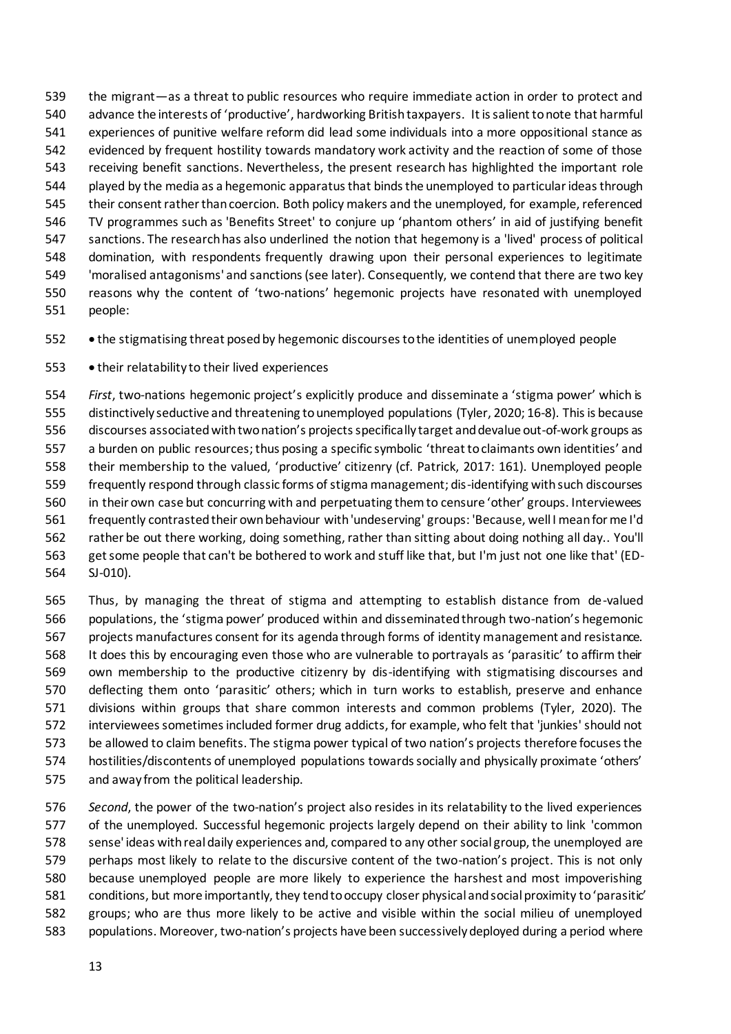the migrant—as a threat to public resources who require immediate action in order to protect and advance the interests of 'productive', hardworking British taxpayers. It is salient to note that harmful experiences of punitive welfare reform did lead some individuals into a more oppositional stance as evidenced by frequent hostility towards mandatory work activity and the reaction of some of those receiving benefit sanctions. Nevertheless, the present research has highlighted the important role played by the media as a hegemonic apparatus that binds the unemployed to particular ideas through their consent rather than coercion. Both policy makers and the unemployed, for example, referenced TV programmes such as 'Benefits Street' to conjure up 'phantom others' in aid of justifying benefit sanctions. The research has also underlined the notion that hegemony is a 'lived' process of political domination, with respondents frequently drawing upon their personal experiences to legitimate 'moralised antagonisms' and sanctions (see later). Consequently, we contend that there are two key reasons why the content of 'two-nations' hegemonic projects have resonated with unemployed people:

- the stigmatising threat posed by hegemonic discourses to the identities of unemployed people
- their relatability to their lived experiences

*First*, two-nations hegemonic project's explicitly produce and disseminate a 'stigma power' which is distinctively seductive and threatening to unemployed populations (Tyler, 2020; 16-8). This is because discourses associated with two nation's projects specifically target and devalue out-of-work groups as a burden on public resources; thus posing a specific symbolic 'threat to claimants own identities' and their membership to the valued, 'productive' citizenry (cf. Patrick, 2017: 161). Unemployed people frequently respond through classic forms of stigma management; dis-identifying with such discourses in their own case but concurring with and perpetuating them to censure 'other' groups. Interviewees frequently contrasted their own behaviour with 'undeserving' groups: 'Because, well I mean for me I'd rather be out there working, doing something, rather than sitting about doing nothing all day.. You'll get some people that can't be bothered to work and stuff like that, but I'm just not one like that' (ED-SJ-010).

Thus, by managing the threat of stigma and attempting to establish distance from de-valued populations, the 'stigma power' produced within and disseminated through two-nation's hegemonic projects manufactures consent for its agenda through forms of identity management and resistance. It does this by encouraging even those who are vulnerable to portrayals as 'parasitic' to affirm their own membership to the productive citizenry by dis-identifying with stigmatising discourses and deflecting them onto 'parasitic' others; which in turn works to establish, preserve and enhance divisions within groups that share common interests and common problems (Tyler, 2020). The interviewees sometimes included former drug addicts, for example, who felt that 'junkies' should not be allowed to claim benefits. The stigma power typical of two nation's projects therefore focuses the hostilities/discontents of unemployed populations towards socially and physically proximate 'others' and away from the political leadership.

*Second*, the power of the two-nation's project also resides in its relatability to the lived experiences of the unemployed. Successful hegemonic projects largely depend on their ability to link 'common sense' ideas with real daily experiences and, compared to any other social group, the unemployed are perhaps most likely to relate to the discursive content of the two-nation's project. This is not only because unemployed people are more likely to experience the harshest and most impoverishing conditions, but more importantly, they tend to occupy closer physical and social proximity to 'parasitic' groups; who are thus more likely to be active and visible within the social milieu of unemployed populations. Moreover, two-nation's projects have been successively deployed during a period where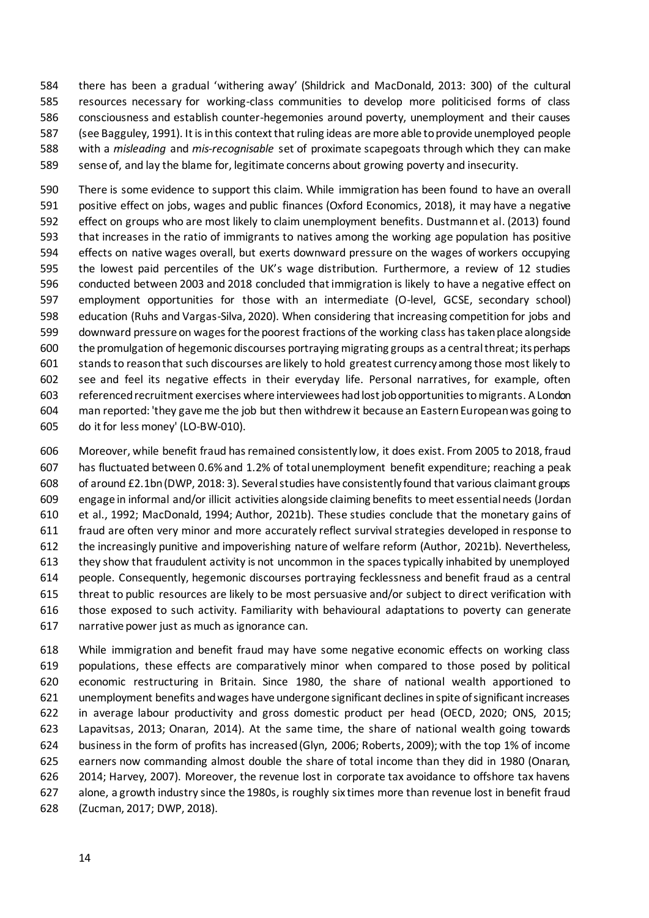there has been a gradual 'withering away' (Shildrick and MacDonald, 2013: 300) of the cultural resources necessary for working-class communities to develop more politicised forms of class consciousness and establish counter-hegemonies around poverty, unemployment and their causes (see Bagguley, 1991). It is in this context that ruling ideas are more able to provide unemployed people with a *misleading* and *mis-recognisable* set of proximate scapegoats through which they can make sense of, and lay the blame for, legitimate concerns about growing poverty and insecurity.

There is some evidence to support this claim. While immigration has been found to have an overall positive effect on jobs, wages and public finances (Oxford Economics, 2018), it may have a negative effect on groups who are most likely to claim unemployment benefits. Dustmann et al. (2013) found that increases in the ratio of immigrants to natives among the working age population has positive effects on native wages overall, but exerts downward pressure on the wages of workers occupying the lowest paid percentiles of the UK's wage distribution. Furthermore, a review of 12 studies conducted between 2003 and 2018 concluded that immigration is likely to have a negative effect on employment opportunities for those with an intermediate (O-level, GCSE, secondary school) education (Ruhs and Vargas-Silva, 2020). When considering that increasing competition for jobs and downward pressure on wages for the poorest fractions of the working class has taken place alongside the promulgation of hegemonic discourses portraying migrating groups as a central threat; its perhaps stands to reason that such discourses are likely to hold greatest currency among those most likely to see and feel its negative effects in their everyday life. Personal narratives, for example, often referenced recruitment exercises where interviewees had lost job opportunities to migrants. A London man reported: 'they gave me the job but then withdrew it because an Eastern European was going to do it for less money' (LO-BW-010).

Moreover, while benefit fraud has remained consistently low, it does exist. From 2005 to 2018, fraud has fluctuated between 0.6% and 1.2% of total unemployment benefit expenditure; reaching a peak of around £2.1bn (DWP, 2018: 3). Several studies have consistently found that various claimant groups engage in informal and/or illicit activities alongside claiming benefits to meet essential needs (Jordan et al., 1992; MacDonald, 1994; Author, 2021b). These studies conclude that the monetary gains of fraud are often very minor and more accurately reflect survival strategies developed in response to the increasingly punitive and impoverishing nature of welfare reform (Author, 2021b). Nevertheless, they show that fraudulent activity is not uncommon in the spaces typically inhabited by unemployed people. Consequently, hegemonic discourses portraying fecklessness and benefit fraud as a central threat to public resources are likely to be most persuasive and/or subject to direct verification with those exposed to such activity. Familiarity with behavioural adaptations to poverty can generate narrative power just as much as ignorance can.

While immigration and benefit fraud may have some negative economic effects on working class populations, these effects are comparatively minor when compared to those posed by political economic restructuring in Britain. Since 1980, the share of national wealth apportioned to unemployment benefits and wages have undergone significant declines in spite of significant increases in average labour productivity and gross domestic product per head (OECD, 2020; ONS, 2015; Lapavitsas, 2013; Onaran, 2014). At the same time, the share of national wealth going towards business in the form of profits has increased (Glyn, 2006; Roberts, 2009); with the top 1% of income earners now commanding almost double the share of total income than they did in 1980 (Onaran, 2014; Harvey, 2007). Moreover, the revenue lost in corporate tax avoidance to offshore tax havens alone, a growth industry since the 1980s, is roughly six times more than revenue lost in benefit fraud (Zucman, 2017; DWP, 2018).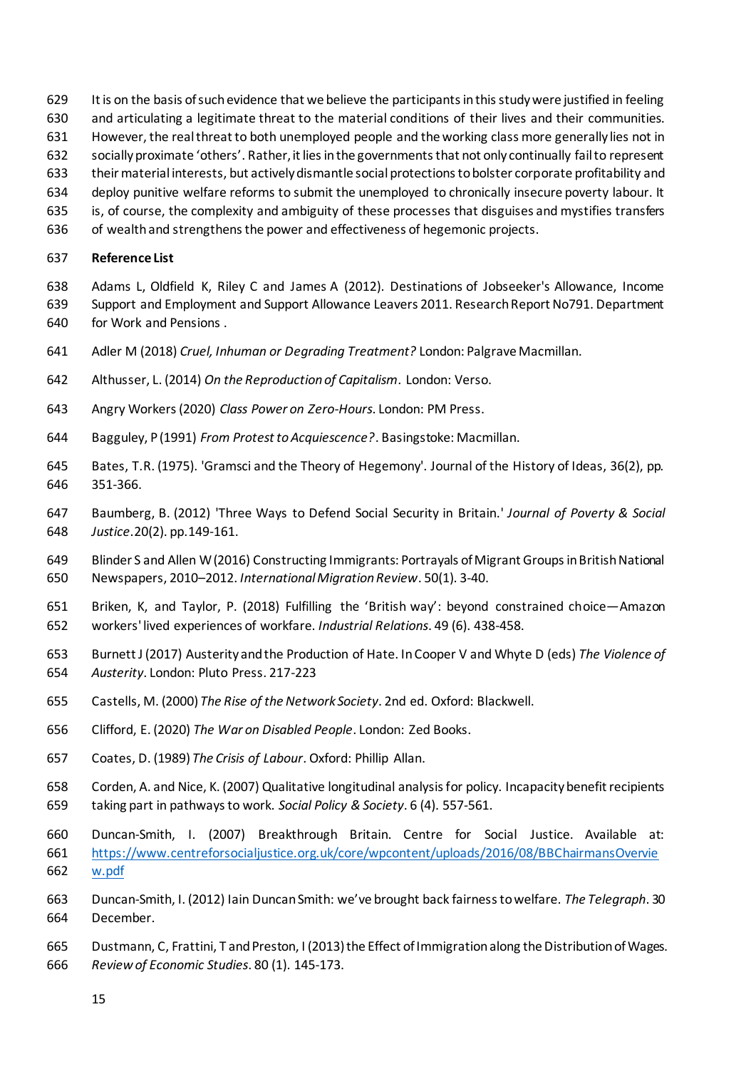It is on the basis of such evidence that we believe the participants in this study were justified in feeling and articulating a legitimate threat to the material conditions of their lives and their communities. However, the real threat to both unemployed people and the working class more generally lies not in socially proximate 'others'. Rather, it lies in the governments that not only continually fail to represent their material interests, but actively dismantle social protections to bolster corporate profitability and deploy punitive welfare reforms to submit the unemployed to chronically insecure poverty labour. It is, of course, the complexity and ambiguity of these processes that disguises and mystifies transfers of wealth and strengthens the power and effectiveness of hegemonic projects.

**Reference List**

Adams L, Oldfield K, Riley C and James A (2012). Destinations of Jobseeker's Allowance, Income Support and Employment and Support Allowance Leavers 2011. Research Report No791. Department for Work and Pensions .

Adler M (2018) *Cruel, Inhuman or Degrading Treatment?* London: Palgrave Macmillan.

Althusser, L. (2014) *On the Reproduction of Capitalism*. London: Verso.

Angry Workers (2020) *Class Power on Zero-Hours*. London: PM Press.

Bagguley, P (1991) *From Protest to Acquiescence?*. Basingstoke: Macmillan.

Bates, T.R. (1975). 'Gramsci and the Theory of Hegemony'. Journal of the History of Ideas, 36(2), pp. 351-366.

Baumberg, B. (2012) 'Three Ways to Defend Social Security in Britain.' *Journal of Poverty & Social Justice*.20(2). pp.149-161.

Blinder S and Allen W (2016) Constructing Immigrants: Portrayals of Migrant Groups in British National Newspapers, 2010–2012. *International Migration Review*. 50(1). 3-40.

Briken, K, and Taylor, P. (2018) Fulfilling the 'British way': beyond constrained choice—Amazon workers' lived experiences of workfare. *Industrial Relations*. 49 (6). 438-458.

Burnett J (2017) Austerity and the Production of Hate. In Cooper V and Whyte D (eds) *The Violence of Austerity*. London: Pluto Press. 217-223

Castells, M. (2000) *The Rise of the Network Society*. 2nd ed. Oxford: Blackwell.

Clifford, E. (2020) *The War on Disabled People*. London: Zed Books.

Coates, D. (1989) *The Crisis of Labour*. Oxford: Phillip Allan.

Corden, A. and Nice, K. (2007) Qualitative longitudinal analysis for policy. Incapacity benefit recipients taking part in pathways to work. *Social Policy & Society*. 6 (4). 557-561.

Duncan-Smith, I. (2007) Breakthrough Britain. Centre for Social Justice. Available at: https://www.centreforsocialjustice.org.uk/core/wpcontent/uploads/2016/08/BBChairmansOverview.pdf

Duncan-Smith, I. (2012) Iain Duncan Smith: we've brought back fairness to welfare. *The Telegraph*. 30 December.

Dustmann, C, Frattini, T and Preston, I (2013) the Effect of Immigration along the Distribution of Wages. *Review of Economic Studies*. 80 (1). 145-173.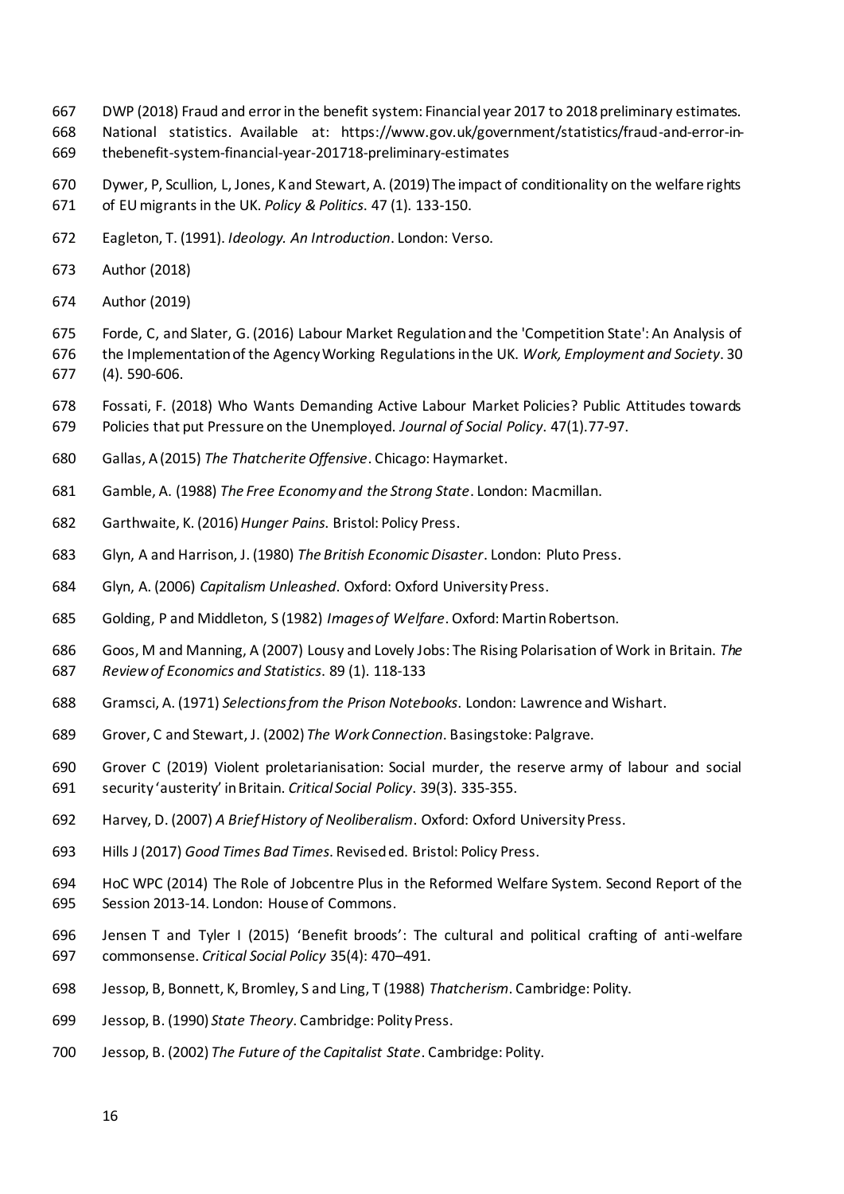DWP (2018) Fraud and error in the benefit system: Financial year 2017 to 2018 preliminary estimates. National statistics. Available at: https://www.gov.uk/government/statistics/fraud-and-error-in-thebenefit-system-financial-year-201718-preliminary-estimates

Dywer, P, Scullion, L, Jones, K and Stewart, A. (2019) The impact of conditionality on the welfare rights of EU migrants in the UK. *Policy & Politics*. 47 (1). 133-150.

Eagleton, T. (1991). *Ideology. An Introduction*. London: Verso.

Author (2018)

Author (2019)

Forde, C, and Slater, G. (2016) Labour Market Regulation and the 'Competition State': An Analysis of the Implementation of the Agency Working Regulations in the UK. *Work, Employment and Society*. 30 (4). 590-606.

Fossati, F. (2018) Who Wants Demanding Active Labour Market Policies? Public Attitudes towards Policies that put Pressure on the Unemployed. *Journal of Social Policy*. 47(1).77-97.

Gallas, A (2015) *The Thatcherite Offensive*. Chicago: Haymarket.

Gamble, A. (1988) *The Free Economy and the Strong State*. London: Macmillan.

Garthwaite, K. (2016) *Hunger Pains*. Bristol: Policy Press.

Glyn, A and Harrison, J. (1980) *The British Economic Disaster*. London: Pluto Press.

Glyn, A. (2006) *Capitalism Unleashed*. Oxford: Oxford University Press.

Golding, P and Middleton, S (1982) *Images of Welfare*. Oxford: Martin Robertson.

Goos, M and Manning, A (2007) Lousy and Lovely Jobs: The Rising Polarisation of Work in Britain. *The Review of Economics and Statistics*. 89 (1). 118-133

Gramsci, A. (1971) *Selections from the Prison Notebooks*. London: Lawrence and Wishart.

Grover, C and Stewart, J. (2002) *The Work Connection*. Basingstoke: Palgrave.

Grover C (2019) Violent proletarianisation: Social murder, the reserve army of labour and social security 'austerity' in Britain. *Critical Social Policy*. 39(3). 335-355.

Harvey, D. (2007) *A Brief History of Neoliberalism*. Oxford: Oxford University Press.

Hills J (2017) *Good Times Bad Times*. Revised ed. Bristol: Policy Press.

HoC WPC (2014) The Role of Jobcentre Plus in the Reformed Welfare System. Second Report of the Session 2013-14. London: House of Commons.

Jensen T and Tyler I (2015) 'Benefit broods': The cultural and political crafting of anti-welfare commonsense. *Critical Social Policy* 35(4): 470–491.

Jessop, B, Bonnett, K, Bromley, S and Ling, T (1988) *Thatcherism*. Cambridge: Polity.

Jessop, B. (1990) *State Theory*. Cambridge: Polity Press.

Jessop, B. (2002) *The Future of the Capitalist State*. Cambridge: Polity.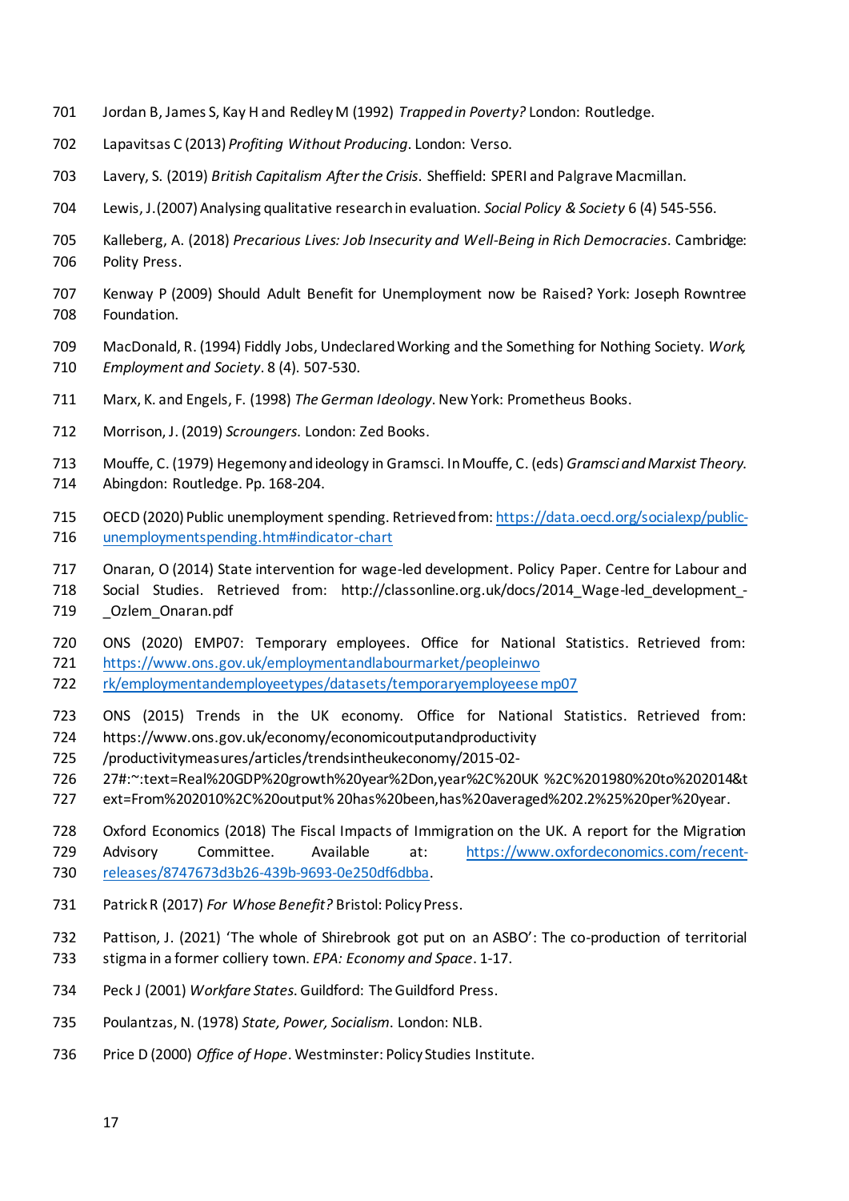Jordan B, James S, Kay H and Redley M (1992) *Trapped in Poverty?* London: Routledge.

Lapavitsas C (2013) *Profiting Without Producing*. London: Verso.

Lavery, S. (2019) *British Capitalism After the Crisis*. Sheffield: SPERI and Palgrave Macmillan.

Lewis, J. (2007) Analysing qualitative research in evaluation. *Social Policy & Society* 6 (4) 545-556.

Kalleberg, A. (2018) *Precarious Lives: Job Insecurity and Well-Being in Rich Democracies*. Cambridge: Polity Press.

Kenway P (2009) Should Adult Benefit for Unemployment now be Raised? York: Joseph Rowntree Foundation.

MacDonald, R. (1994) Fiddly Jobs, Undeclared Working and the Something for Nothing Society. *Work, Employment and Society*. 8 (4). 507-530.

Marx, K. and Engels, F. (1998) *The German Ideology*. New York: Prometheus Books.

Morrison, J. (2019) *Scroungers*. London: Zed Books.

Mouffe, C. (1979) Hegemony and ideology in Gramsci. In Mouffe, C. (eds) *Gramsci and Marxist Theory*. Abingdon: Routledge. Pp. 168-204.

OECD (2020) Public unemployment spending. Retrieved from: https://data.oecd.org/socialexp/public-unemploymentspending.htm#indicator-chart

Onaran, O (2014) State intervention for wage-led development. Policy Paper. Centre for Labour and Social Studies. Retrieved from: http://classonline.org.uk/docs/2014_Wage-led_development_-_Ozlem_Onaran.pdf

ONS (2020) EMP07: Temporary employees. Office for National Statistics. Retrieved from: https://www.ons.gov.uk/employmentandlabourmarket/peopleinwork/employmentandemployeetypes/datasets/temporaryemployeesemp07

ONS (2015) Trends in the UK economy. Office for National Statistics. Retrieved from: https://www.ons.gov.uk/economy/economicoutputandproductivity/productivitymeasures/articles/trendsintheukeconomy/2015-02-27#:~:text=Real%20GDP%20growth%20year%2Don,year%2C%20UK %2C%201980%20to%202014&text=From%202010%2C%20output% 20has%20been,has%20averaged%202.2%25%20per%20year.

Oxford Economics (2018) The Fiscal Impacts of Immigration on the UK. A report for the Migration Advisory Committee. Available at: https://www.oxfordeconomics.com/recent-releases/8747673d3b26-439b-9693-0e250df6dbba.

Patrick R (2017) *For Whose Benefit?* Bristol: Policy Press.

Pattison, J. (2021) 'The whole of Shirebrook got put on an ASBO': The co-production of territorial stigma in a former colliery town. *EPA: Economy and Space*. 1-17.

Peck J (2001) *Workfare States*. Guildford: The Guildford Press.

Poulantzas, N. (1978) *State, Power, Socialism*. London: NLB.

Price D (2000) *Office of Hope*. Westminster: Policy Studies Institute.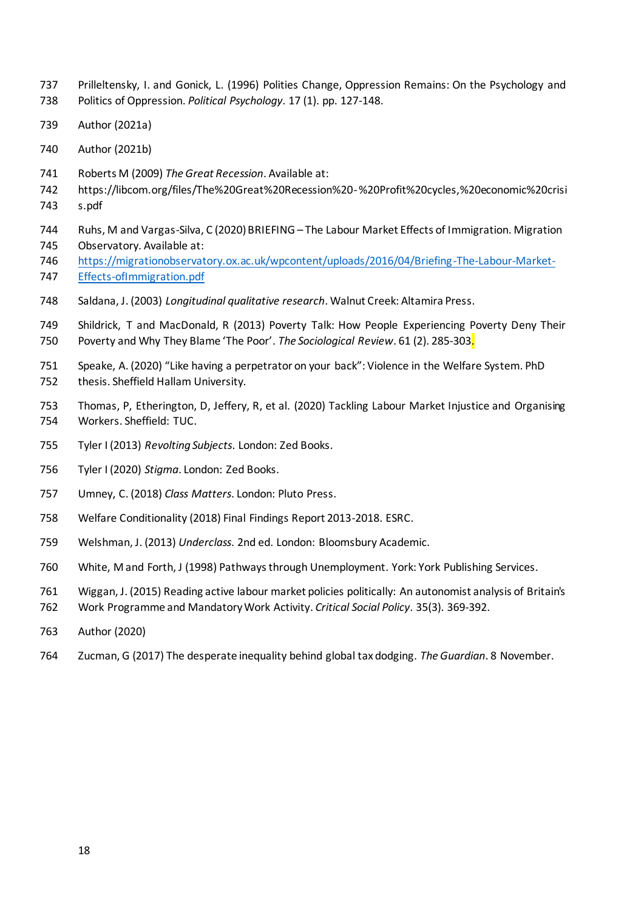Prilleltensky, I. and Gonick, L. (1996) Polities Change, Oppression Remains: On the Psychology and Politics of Oppression. *Political Psychology*. 17 (1). pp. 127-148.

Author (2021a)

Author (2021b)

Roberts M (2009) *The Great Recession*. Available at: https://libcom.org/files/The%20Great%20Recession%20-%20Profit%20cycles,%20economic%20crisis.pdf

Ruhs, M and Vargas-Silva, C (2020) BRIEFING – The Labour Market Effects of Immigration. Migration Observatory. Available at: https://migrationobservatory.ox.ac.uk/wpcontent/uploads/2016/04/Briefing-The-Labour-Market-Effects-ofImmigration.pdf

Saldana, J. (2003) *Longitudinal qualitative research*. Walnut Creek: Altamira Press.

Shildrick, T and MacDonald, R (2013) Poverty Talk: How People Experiencing Poverty Deny Their Poverty and Why They Blame 'The Poor'. *The Sociological Review*. 61 (2). 285-303.

Speake, A. (2020) "Like having a perpetrator on your back": Violence in the Welfare System. PhD thesis. Sheffield Hallam University.

Thomas, P, Etherington, D, Jeffery, R, et al. (2020) Tackling Labour Market Injustice and Organising Workers. Sheffield: TUC.

Tyler I (2013) *Revolting Subjects*. London: Zed Books.

Tyler I (2020) *Stigma*. London: Zed Books.

Umney, C. (2018) *Class Matters*. London: Pluto Press.

Welfare Conditionality (2018) Final Findings Report 2013-2018. ESRC.

Welshman, J. (2013) *Underclass*. 2nd ed. London: Bloomsbury Academic.

White, M and Forth, J (1998) Pathways through Unemployment. York: York Publishing Services.

Wiggan, J. (2015) Reading active labour market policies politically: An autonomist analysis of Britain's Work Programme and Mandatory Work Activity. *Critical Social Policy*. 35(3). 369-392.

Author (2020)

Zucman, G (2017) The desperate inequality behind global tax dodging. *The Guardian*. 8 November.